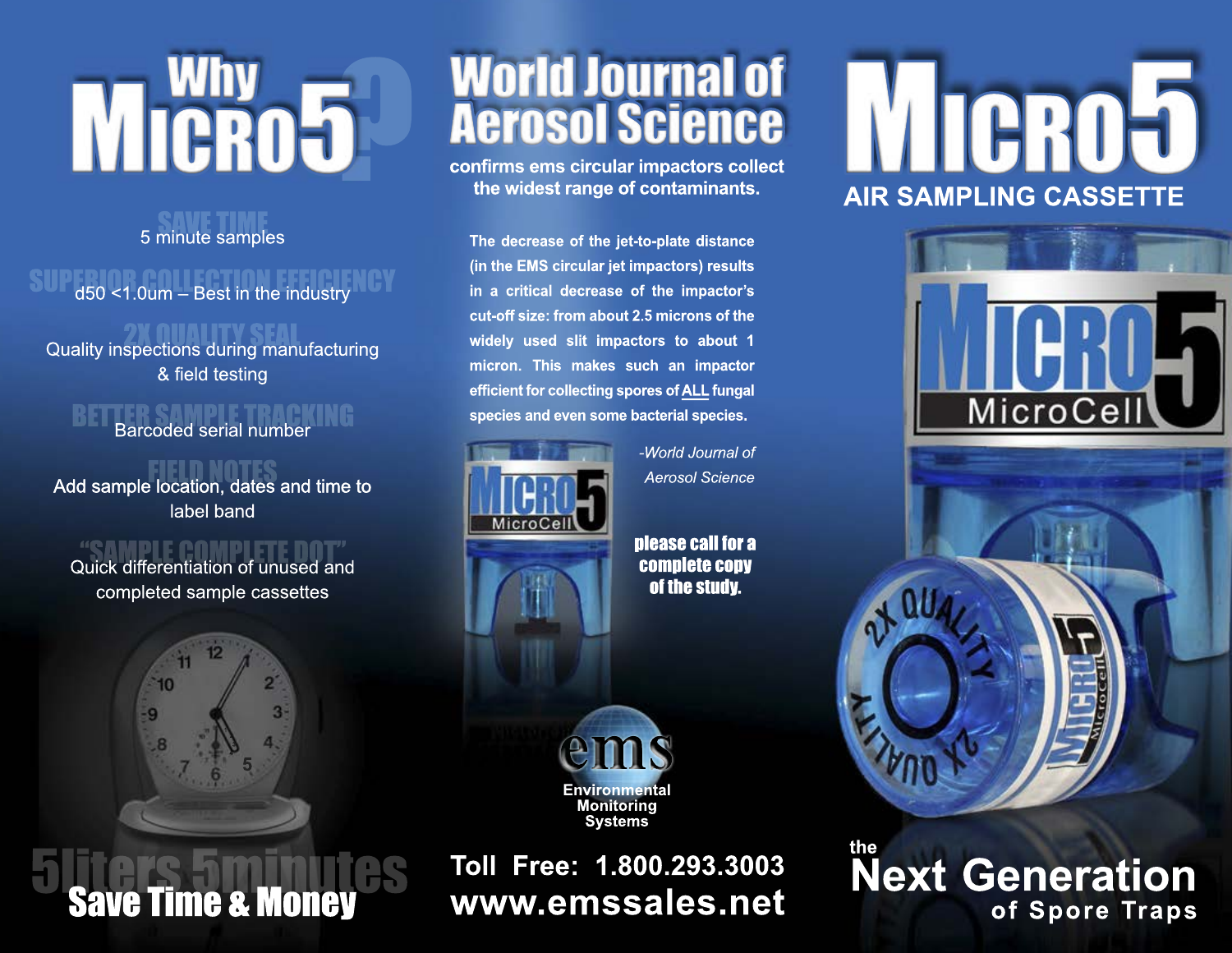# Why Micro5?

**SAVE TIME**
5 minute samples

**SUPERIOR COLLECTION EFFICIENCY**
d50 <1.0um – Best in the industry

**2X QUALITY SEAL**
Quality inspections during manufacturing & field testing

**BETTER SAMPLE TRACKING**
Barcoded serial number

**FIELD NOTES**
Add sample location, dates and time to label band

**"SAMPLE COMPLETE DOT"**
Quick differentiation of unused and completed sample cassettes

5liters 5minutes

**Save Time & Money**

# World Journal of Aerosol Science

**confirms ems circular impactors collect the widest range of contaminants.**

**The decrease of the jet-to-plate distance (in the EMS circular jet impactors) results in a critical decrease of the impactor's cut-off size: from about 2.5 microns of the widely used slit impactors to about 1 micron. This makes such an impactor efficient for collecting spores of ALL fungal species and even some bacterial species.**

*-World Journal of Aerosol Science*

**please call for a complete copy of the study.**

ems
Environmental Monitoring Systems

**Toll Free: 1.800.293.3003**
**www.emssales.net**

# Micro5

## AIR SAMPLING CASSETTE

Micro5 MicroCell

2X QUALITY 2X QUALITY

the **Next Generation** of Spore Traps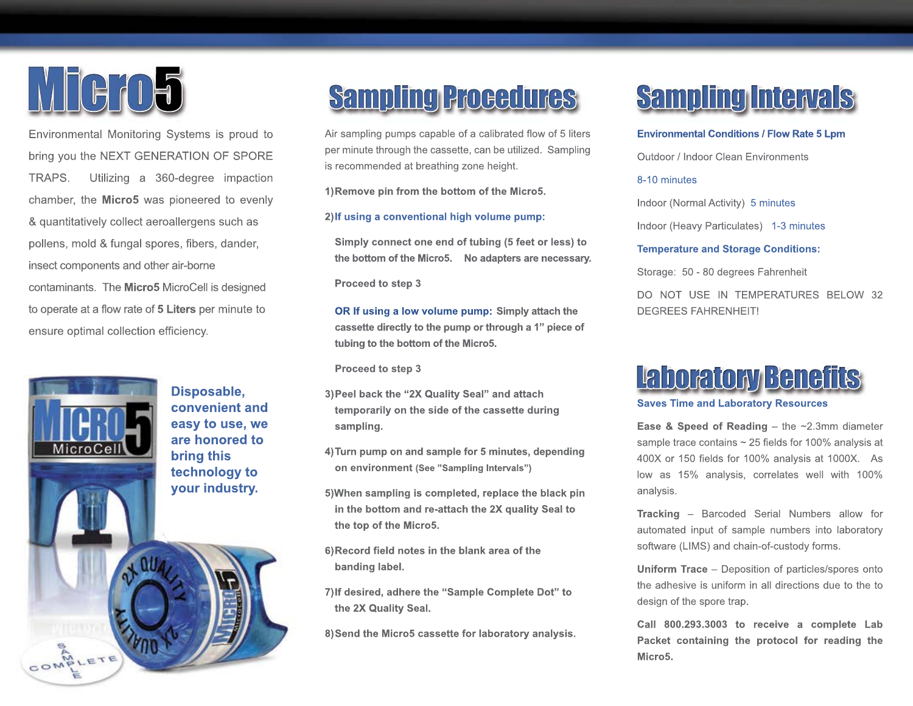# Micro5

Environmental Monitoring Systems is proud to bring you the NEXT GENERATION OF SPORE TRAPS. Utilizing a 360-degree impaction chamber, the **Micro5** was pioneered to evenly & quantitatively collect aeroallergens such as pollens, mold & fungal spores, fibers, dander, insect components and other air-borne contaminants. The **Micro5** MicroCell is designed to operate at a flow rate of **5 Liters** per minute to ensure optimal collection efficiency.

**Disposable, convenient and easy to use, we are honored to bring this technology to your industry.**

# Sampling Procedures

Air sampling pumps capable of a calibrated flow of 5 liters per minute through the cassette, can be utilized. Sampling is recommended at breathing zone height.

1) **Remove pin from the bottom of the Micro5.**

2) **If using a conventional high volume pump:**

   **Simply connect one end of tubing (5 feet or less) to the bottom of the Micro5. No adapters are necessary.**

   **Proceed to step 3**

   **OR If using a low volume pump: Simply attach the cassette directly to the pump or through a 1" piece of tubing to the bottom of the Micro5.**

   **Proceed to step 3**

3) **Peel back the "2X Quality Seal" and attach temporarily on the side of the cassette during sampling.**

4) **Turn pump on and sample for 5 minutes, depending on environment (See "Sampling Intervals")**

5) **When sampling is completed, replace the black pin in the bottom and re-attach the 2X quality Seal to the top of the Micro5.**

6) **Record field notes in the blank area of the banding label.**

7) **If desired, adhere the "Sample Complete Dot" to the 2X Quality Seal.**

8) **Send the Micro5 cassette for laboratory analysis.**

# Sampling Intervals

**Environmental Conditions / Flow Rate 5 Lpm**

Outdoor / Indoor Clean Environments

8-10 minutes

Indoor (Normal Activity) 5 minutes

Indoor (Heavy Particulates) 1-3 minutes

**Temperature and Storage Conditions:**

Storage: 50 - 80 degrees Fahrenheit

DO NOT USE IN TEMPERATURES BELOW 32 DEGREES FAHRENHEIT!

# Laboratory Benefits

**Saves Time and Laboratory Resources**

**Ease & Speed of Reading** – the ~2.3mm diameter sample trace contains ~ 25 fields for 100% analysis at 400X or 150 fields for 100% analysis at 1000X. As low as 15% analysis, correlates well with 100% analysis.

**Tracking** – Barcoded Serial Numbers allow for automated input of sample numbers into laboratory software (LIMS) and chain-of-custody forms.

**Uniform Trace** – Deposition of particles/spores onto the adhesive is uniform in all directions due to the to design of the spore trap.

**Call 800.293.3003 to receive a complete Lab Packet containing the protocol for reading the Micro5.**